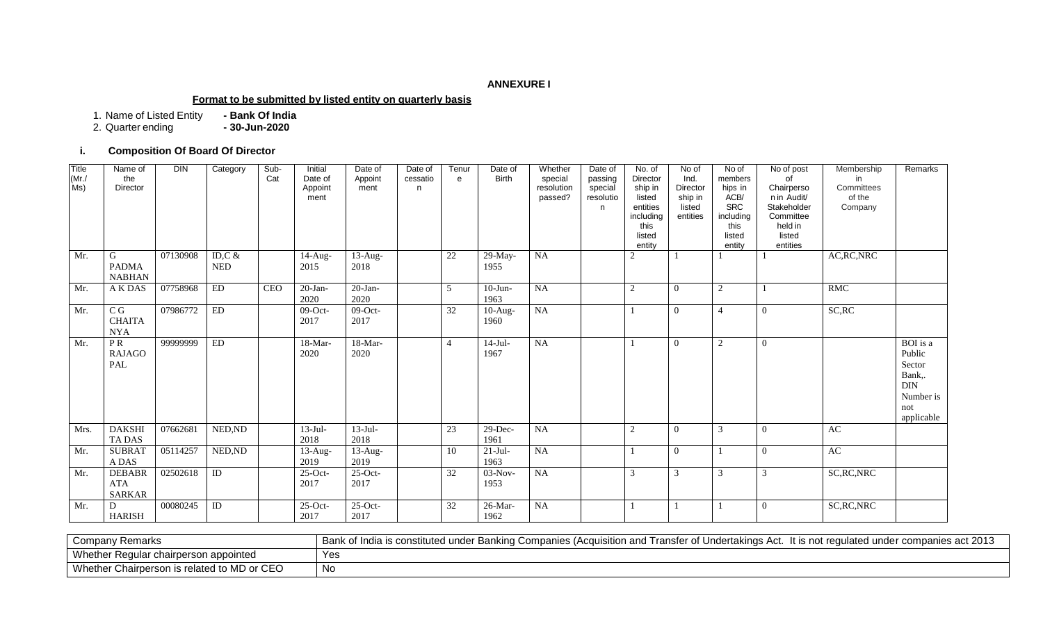**ANNEXURE I**

**Format to be submitted by listed entity on quarterly basis**

1. Name of Listed Entity **- Bank Of India**
2. Quarter ending **- 30-Jun-2020**

### i. Composition Of Board Of Director

| Title (Mr./ Ms) | Name of the Director | DIN | Category | Sub-Cat | Initial Date of Appoint ment | Date of Appoint ment | Date of cessation | Tenure | Date of Birth | Whether special resolution passed? | Date of passing special resolution | No. of Directorship in listed entities including this listed entity | No of Ind. Directorship in listed entities | No of memberships in ACB/ SRC including this listed entity | No of post of Chairperson in Audit/ Stakeholder Committee held in listed entities | Membership in Committees of the Company | Remarks |
|---|---|---|---|---|---|---|---|---|---|---|---|---|---|---|---|---|---|
| Mr. | G PADMA NABHAN | 07130908 | ID,C & NED | | 14-Aug-2015 | 13-Aug-2018 | | 22 | 29-May-1955 | NA | | 2 | 1 | 1 | 1 | AC,RC,NRC | |
| Mr. | A K DAS | 07758968 | ED | CEO | 20-Jan-2020 | 20-Jan-2020 | | 5 | 10-Jun-1963 | NA | | 2 | 0 | 2 | 1 | RMC | |
| Mr. | C G CHAITA NYA | 07986772 | ED | | 09-Oct-2017 | 09-Oct-2017 | | 32 | 10-Aug-1960 | NA | | 1 | 0 | 4 | 0 | SC,RC | |
| Mr. | P R RAJAGO PAL | 99999999 | ED | | 18-Mar-2020 | 18-Mar-2020 | | 4 | 14-Jul-1967 | NA | | 1 | 0 | 2 | 0 | | BOI is a Public Sector Bank,. DIN Number is not applicable |
| Mrs. | DAKSHI TA DAS | 07662681 | NED,ND | | 13-Jul-2018 | 13-Jul-2018 | | 23 | 29-Dec-1961 | NA | | 2 | 0 | 3 | 0 | AC | |
| Mr. | SUBRAT A DAS | 05114257 | NED,ND | | 13-Aug-2019 | 13-Aug-2019 | | 10 | 21-Jul-1963 | NA | | 1 | 0 | 1 | 0 | AC | |
| Mr. | DEBABR ATA SARKAR | 02502618 | ID | | 25-Oct-2017 | 25-Oct-2017 | | 32 | 03-Nov-1953 | NA | | 3 | 3 | 3 | 3 | SC,RC,NRC | |
| Mr. | D HARISH | 00080245 | ID | | 25-Oct-2017 | 25-Oct-2017 | | 32 | 26-Mar-1962 | NA | | 1 | 1 | 1 | 0 | SC,RC,NRC | |

| | |
|---|---|
| Company Remarks | Bank of India is constituted under Banking Companies (Acquisition and Transfer of Undertakings Act. It is not regulated under companies act 2013 |
| Whether Regular chairperson appointed | Yes |
| Whether Chairperson is related to MD or CEO | No |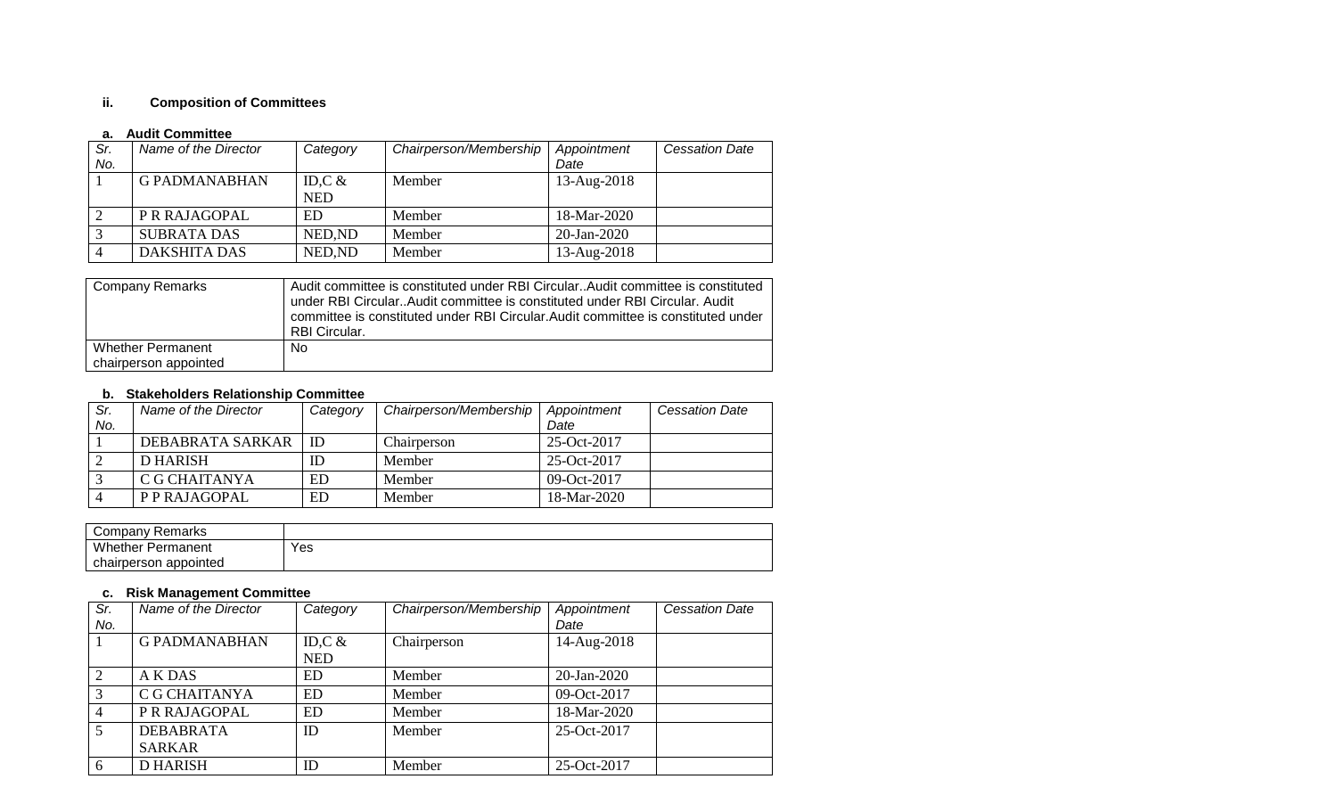### ii. Composition of Committees

#### a. Audit Committee

| Sr. No. | Name of the Director | Category | Chairperson/Membership | Appointment Date | Cessation Date |
|---|---|---|---|---|---|
| 1 | G PADMANABHAN | ID,C & NED | Member | 13-Aug-2018 | |
| 2 | P R RAJAGOPAL | ED | Member | 18-Mar-2020 | |
| 3 | SUBRATA DAS | NED,ND | Member | 20-Jan-2020 | |
| 4 | DAKSHITA DAS | NED,ND | Member | 13-Aug-2018 | |

| | |
|---|---|
| Company Remarks | Audit committee is constituted under RBI Circular..Audit committee is constituted under RBI Circular..Audit committee is constituted under RBI Circular. Audit committee is constituted under RBI Circular.Audit committee is constituted under RBI Circular. |
| Whether Permanent chairperson appointed | No |

#### b. Stakeholders Relationship Committee

| Sr. No. | Name of the Director | Category | Chairperson/Membership | Appointment Date | Cessation Date |
|---|---|---|---|---|---|
| 1 | DEBABRATA SARKAR | ID | Chairperson | 25-Oct-2017 | |
| 2 | D HARISH | ID | Member | 25-Oct-2017 | |
| 3 | C G CHAITANYA | ED | Member | 09-Oct-2017 | |
| 4 | P P RAJAGOPAL | ED | Member | 18-Mar-2020 | |

| | |
|---|---|
| Company Remarks | |
| Whether Permanent chairperson appointed | Yes |

#### c. Risk Management Committee

| Sr. No. | Name of the Director | Category | Chairperson/Membership | Appointment Date | Cessation Date |
|---|---|---|---|---|---|
| 1 | G PADMANABHAN | ID,C & NED | Chairperson | 14-Aug-2018 | |
| 2 | A K DAS | ED | Member | 20-Jan-2020 | |
| 3 | C G CHAITANYA | ED | Member | 09-Oct-2017 | |
| 4 | P R RAJAGOPAL | ED | Member | 18-Mar-2020 | |
| 5 | DEBABRATA SARKAR | ID | Member | 25-Oct-2017 | |
| 6 | D HARISH | ID | Member | 25-Oct-2017 | |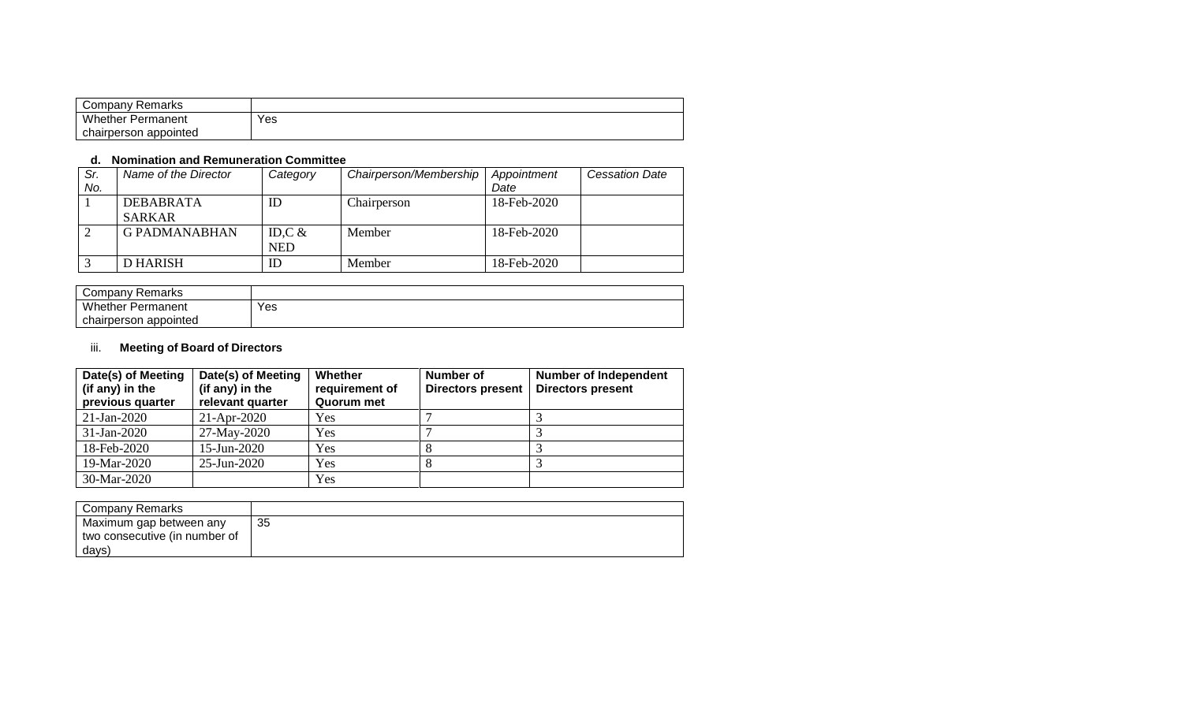| Company Remarks | |
|---|---|
| Whether Permanent chairperson appointed | Yes |

**d. Nomination and Remuneration Committee**

| *Sr. No.* | *Name of the Director* | *Category* | *Chairperson/Membership* | *Appointment Date* | *Cessation Date* |
|---|---|---|---|---|---|
| 1 | DEBABRATA SARKAR | ID | Chairperson | 18-Feb-2020 | |
| 2 | G PADMANABHAN | ID,C & NED | Member | 18-Feb-2020 | |
| 3 | D HARISH | ID | Member | 18-Feb-2020 | |

| Company Remarks | |
|---|---|
| Whether Permanent chairperson appointed | Yes |

iii. **Meeting of Board of Directors**

| **Date(s) of Meeting (if any) in the previous quarter** | **Date(s) of Meeting (if any) in the relevant quarter** | **Whether requirement of Quorum met** | **Number of Directors present** | **Number of Independent Directors present** |
|---|---|---|---|---|
| 21-Jan-2020 | 21-Apr-2020 | Yes | 7 | 3 |
| 31-Jan-2020 | 27-May-2020 | Yes | 7 | 3 |
| 18-Feb-2020 | 15-Jun-2020 | Yes | 8 | 3 |
| 19-Mar-2020 | 25-Jun-2020 | Yes | 8 | 3 |
| 30-Mar-2020 | | Yes | | |

| Company Remarks | |
|---|---|
| Maximum gap between any two consecutive (in number of days) | 35 |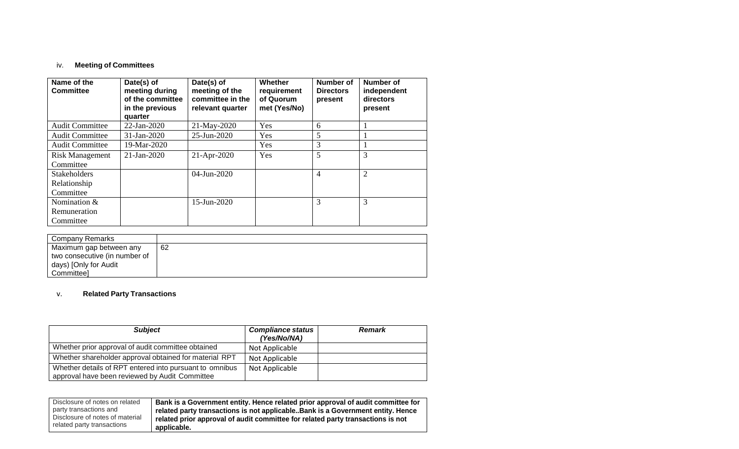iv. **Meeting of Committees**

| Name of the Committee | Date(s) of meeting during of the committee in the previous quarter | Date(s) of meeting of the committee in the relevant quarter | Whether requirement of Quorum met (Yes/No) | Number of Directors present | Number of independent directors present |
|---|---|---|---|---|---|
| Audit Committee | 22-Jan-2020 | 21-May-2020 | Yes | 6 | 1 |
| Audit Committee | 31-Jan-2020 | 25-Jun-2020 | Yes | 5 | 1 |
| Audit Committee | 19-Mar-2020 | | Yes | 3 | 1 |
| Risk Management Committee | 21-Jan-2020 | 21-Apr-2020 | Yes | 5 | 3 |
| Stakeholders Relationship Committee | | 04-Jun-2020 | | 4 | 2 |
| Nomination & Remuneration Committee | | 15-Jun-2020 | | 3 | 3 |

| Company Remarks | |
|---|---|
| Maximum gap between any two consecutive (in number of days) [Only for Audit Committee] | 62 |

v. **Related Party Transactions**

| *Subject* | *Compliance status (Yes/No/NA)* | *Remark* |
|---|---|---|
| Whether prior approval of audit committee obtained | Not Applicable | |
| Whether shareholder approval obtained for material RPT | Not Applicable | |
| Whether details of RPT entered into pursuant to omnibus approval have been reviewed by Audit Committee | Not Applicable | |

| Disclosure of notes on related party transactions and Disclosure of notes of material related party transactions | **Bank is a Government entity. Hence related prior approval of audit committee for related party transactions is not applicable..Bank is a Government entity. Hence related prior approval of audit committee for related party transactions is not applicable.** |
|---|---|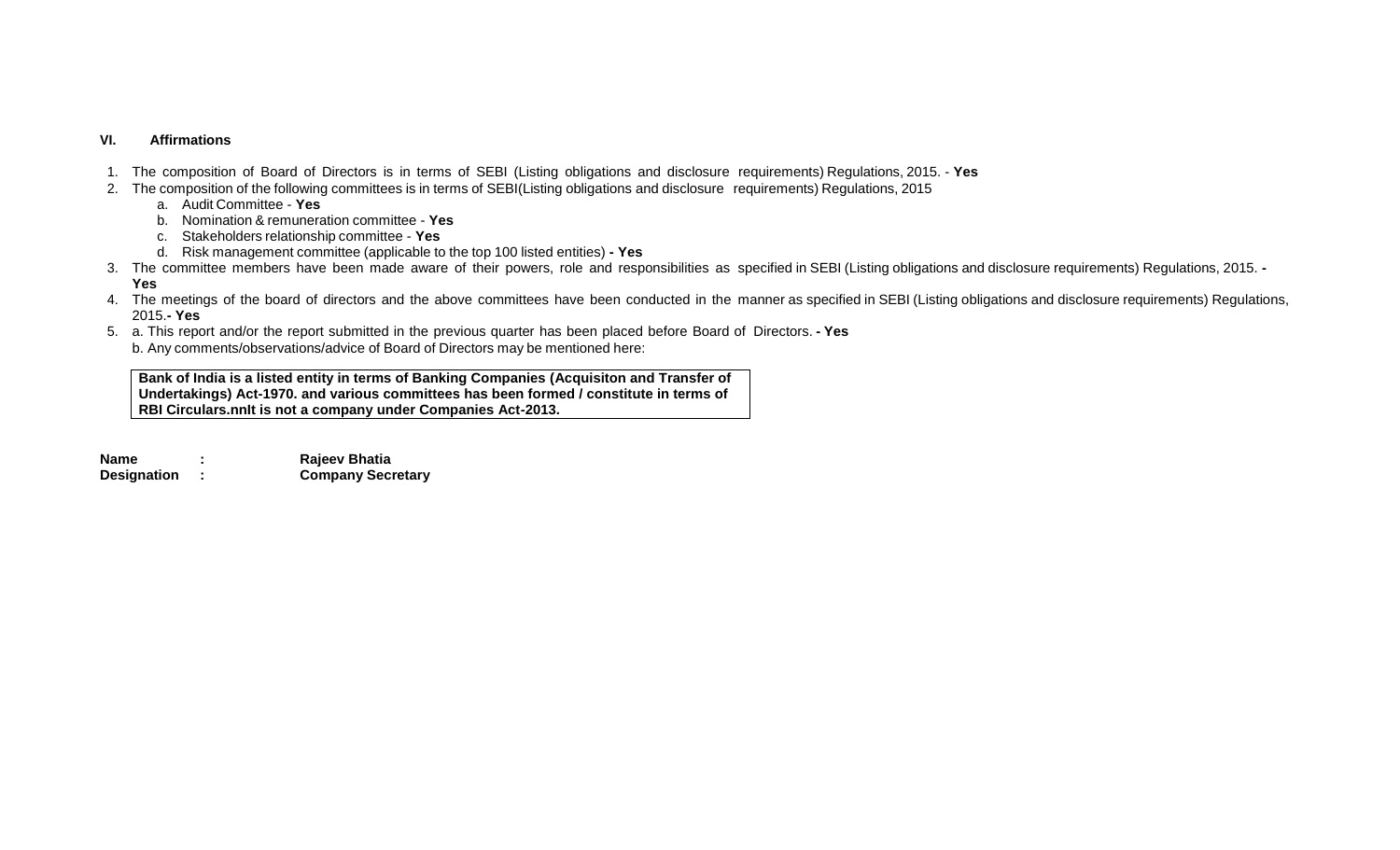## VI. Affirmations

1. The composition of Board of Directors is in terms of SEBI (Listing obligations and disclosure requirements) Regulations, 2015. - **Yes**
2. The composition of the following committees is in terms of SEBI(Listing obligations and disclosure requirements) Regulations, 2015
    a. Audit Committee - **Yes**
    b. Nomination & remuneration committee - **Yes**
    c. Stakeholders relationship committee - **Yes**
    d. Risk management committee (applicable to the top 100 listed entities) **- Yes**
3. The committee members have been made aware of their powers, role and responsibilities as specified in SEBI (Listing obligations and disclosure requirements) Regulations, 2015. **- Yes**
4. The meetings of the board of directors and the above committees have been conducted in the manner as specified in SEBI (Listing obligations and disclosure requirements) Regulations, 2015.**- Yes**
5. a. This report and/or the report submitted in the previous quarter has been placed before Board of Directors. **- Yes**
    b. Any comments/observations/advice of Board of Directors may be mentioned here:

**Bank of India is a listed entity in terms of Banking Companies (Acquisiton and Transfer of Undertakings) Act-1970. and various committees has been formed / constitute in terms of RBI Circulars.nnIt is not a company under Companies Act-2013.**

**Name : Rajeev Bhatia**
**Designation : Company Secretary**